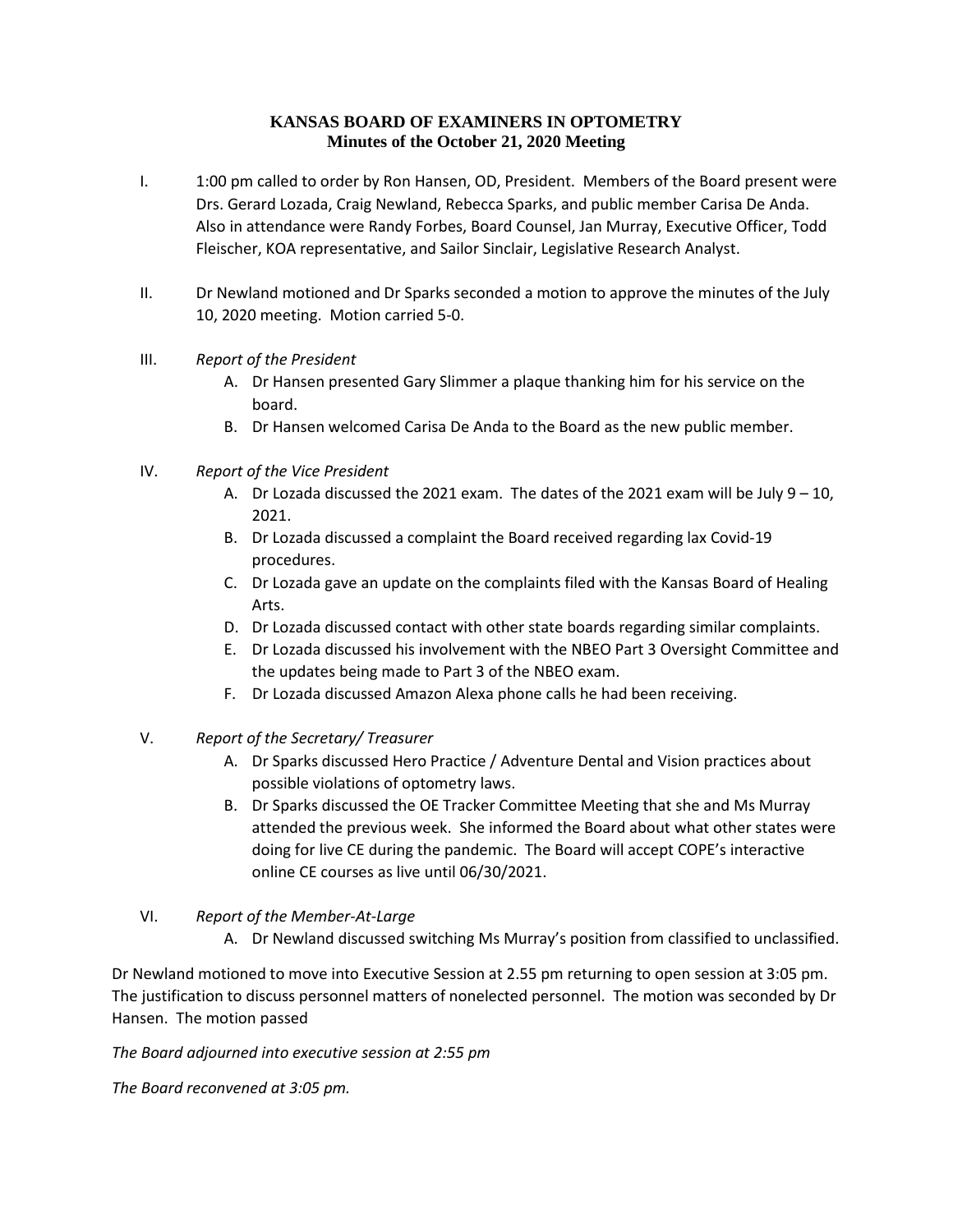# KANSAS BOARD OF EXAMINERS IN OPTOMETRY
## Minutes of the October 21, 2020 Meeting

I. 1:00 pm called to order by Ron Hansen, OD, President. Members of the Board present were Drs. Gerard Lozada, Craig Newland, Rebecca Sparks, and public member Carisa De Anda. Also in attendance were Randy Forbes, Board Counsel, Jan Murray, Executive Officer, Todd Fleischer, KOA representative, and Sailor Sinclair, Legislative Research Analyst.

II. Dr Newland motioned and Dr Sparks seconded a motion to approve the minutes of the July 10, 2020 meeting. Motion carried 5-0.

III. *Report of the President*
   A. Dr Hansen presented Gary Slimmer a plaque thanking him for his service on the board.
   B. Dr Hansen welcomed Carisa De Anda to the Board as the new public member.

IV. *Report of the Vice President*
   A. Dr Lozada discussed the 2021 exam. The dates of the 2021 exam will be July 9 – 10, 2021.
   B. Dr Lozada discussed a complaint the Board received regarding lax Covid-19 procedures.
   C. Dr Lozada gave an update on the complaints filed with the Kansas Board of Healing Arts.
   D. Dr Lozada discussed contact with other state boards regarding similar complaints.
   E. Dr Lozada discussed his involvement with the NBEO Part 3 Oversight Committee and the updates being made to Part 3 of the NBEO exam.
   F. Dr Lozada discussed Amazon Alexa phone calls he had been receiving.

V. *Report of the Secretary/ Treasurer*
   A. Dr Sparks discussed Hero Practice / Adventure Dental and Vision practices about possible violations of optometry laws.
   B. Dr Sparks discussed the OE Tracker Committee Meeting that she and Ms Murray attended the previous week. She informed the Board about what other states were doing for live CE during the pandemic. The Board will accept COPE's interactive online CE courses as live until 06/30/2021.

VI. *Report of the Member-At-Large*
   A. Dr Newland discussed switching Ms Murray's position from classified to unclassified.

Dr Newland motioned to move into Executive Session at 2.55 pm returning to open session at 3:05 pm. The justification to discuss personnel matters of nonelected personnel. The motion was seconded by Dr Hansen. The motion passed

*The Board adjourned into executive session at 2:55 pm*

*The Board reconvened at 3:05 pm.*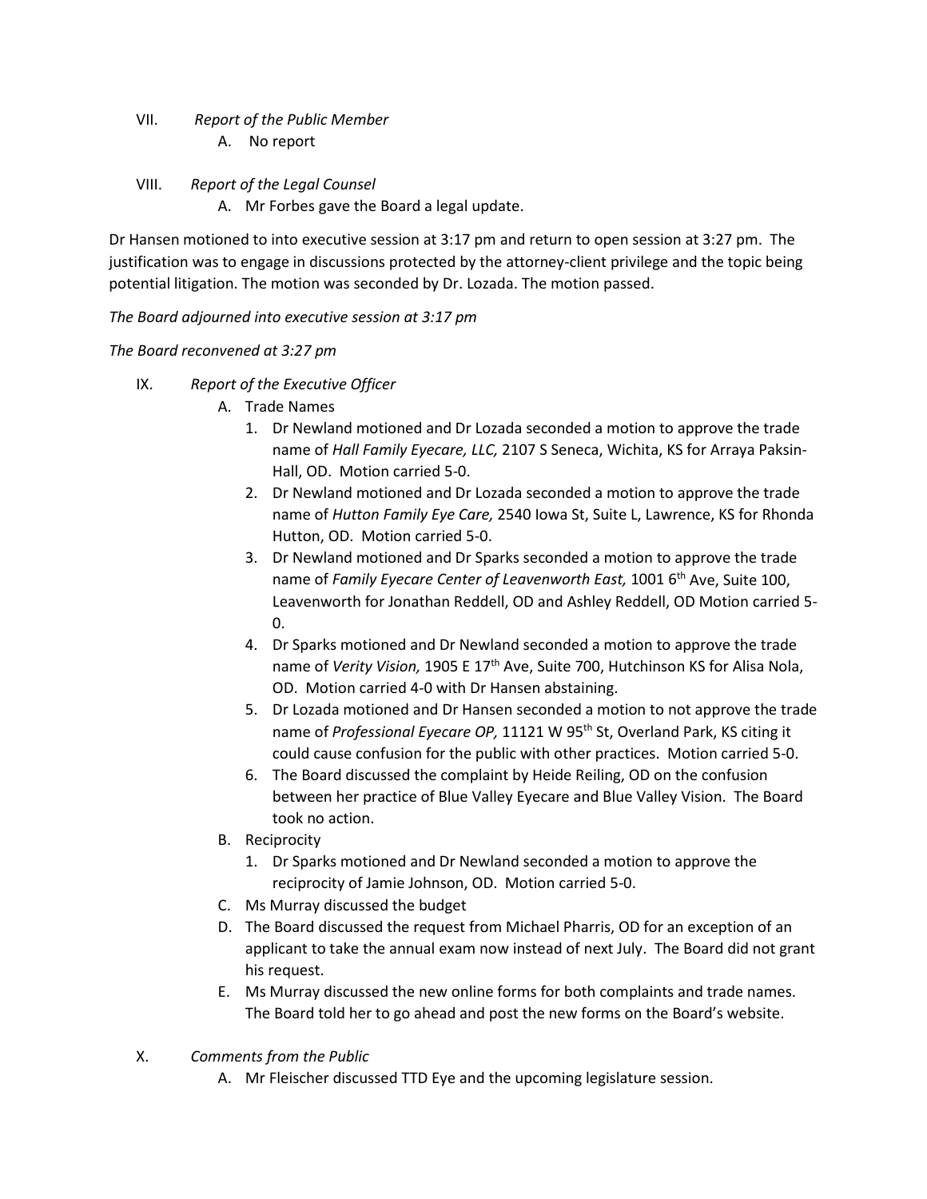VII. *Report of the Public Member*

   A. No report

VIII. *Report of the Legal Counsel*

   A. Mr Forbes gave the Board a legal update.

Dr Hansen motioned to into executive session at 3:17 pm and return to open session at 3:27 pm. The justification was to engage in discussions protected by the attorney-client privilege and the topic being potential litigation. The motion was seconded by Dr. Lozada. The motion passed.

*The Board adjourned into executive session at 3:17 pm*

*The Board reconvened at 3:27 pm*

IX. *Report of the Executive Officer*

   A. Trade Names
      1. Dr Newland motioned and Dr Lozada seconded a motion to approve the trade name of *Hall Family Eyecare, LLC,* 2107 S Seneca, Wichita, KS for Arraya Paksin-Hall, OD. Motion carried 5-0.
      2. Dr Newland motioned and Dr Lozada seconded a motion to approve the trade name of *Hutton Family Eye Care,* 2540 Iowa St, Suite L, Lawrence, KS for Rhonda Hutton, OD. Motion carried 5-0.
      3. Dr Newland motioned and Dr Sparks seconded a motion to approve the trade name of *Family Eyecare Center of Leavenworth East,* 1001 6th Ave, Suite 100, Leavenworth for Jonathan Reddell, OD and Ashley Reddell, OD Motion carried 5-0.
      4. Dr Sparks motioned and Dr Newland seconded a motion to approve the trade name of *Verity Vision,* 1905 E 17th Ave, Suite 700, Hutchinson KS for Alisa Nola, OD. Motion carried 4-0 with Dr Hansen abstaining.
      5. Dr Lozada motioned and Dr Hansen seconded a motion to not approve the trade name of *Professional Eyecare OP,* 11121 W 95th St, Overland Park, KS citing it could cause confusion for the public with other practices. Motion carried 5-0.
      6. The Board discussed the complaint by Heide Reiling, OD on the confusion between her practice of Blue Valley Eyecare and Blue Valley Vision. The Board took no action.

   B. Reciprocity
      1. Dr Sparks motioned and Dr Newland seconded a motion to approve the reciprocity of Jamie Johnson, OD. Motion carried 5-0.

   C. Ms Murray discussed the budget

   D. The Board discussed the request from Michael Pharris, OD for an exception of an applicant to take the annual exam now instead of next July. The Board did not grant his request.

   E. Ms Murray discussed the new online forms for both complaints and trade names. The Board told her to go ahead and post the new forms on the Board's website.

X. *Comments from the Public*

   A. Mr Fleischer discussed TTD Eye and the upcoming legislature session.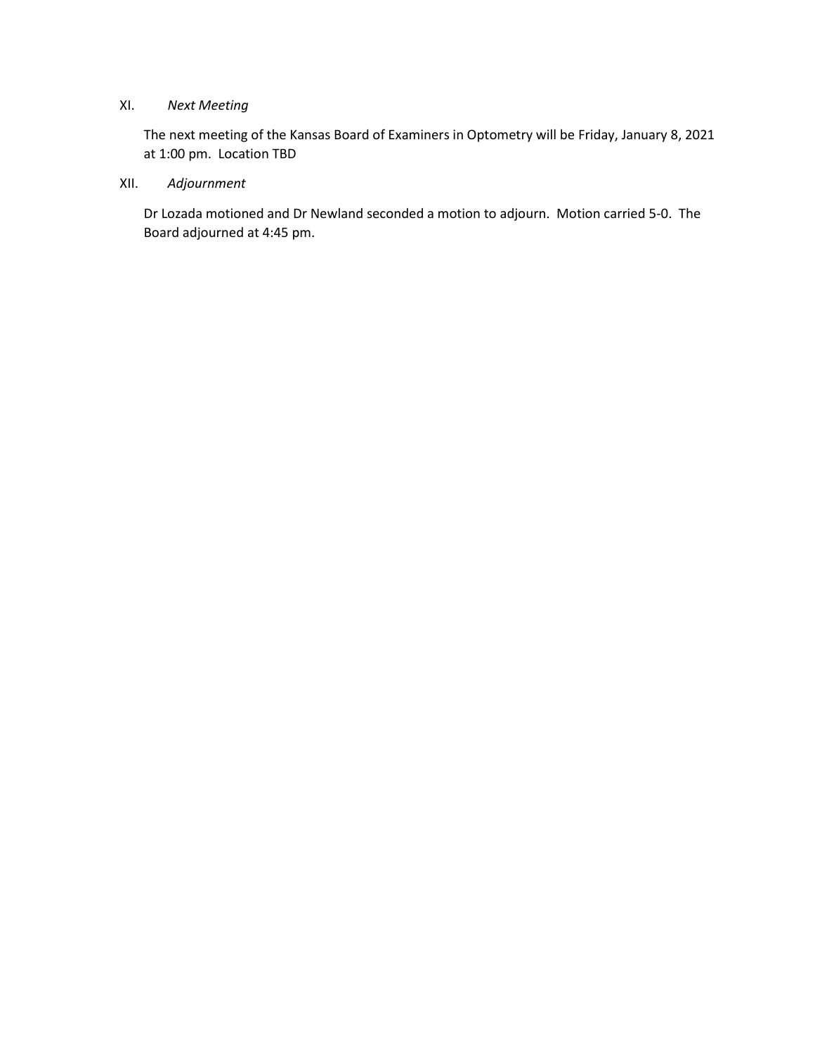XI. *Next Meeting*

The next meeting of the Kansas Board of Examiners in Optometry will be Friday, January 8, 2021 at 1:00 pm. Location TBD

XII. *Adjournment*

Dr Lozada motioned and Dr Newland seconded a motion to adjourn. Motion carried 5-0. The Board adjourned at 4:45 pm.